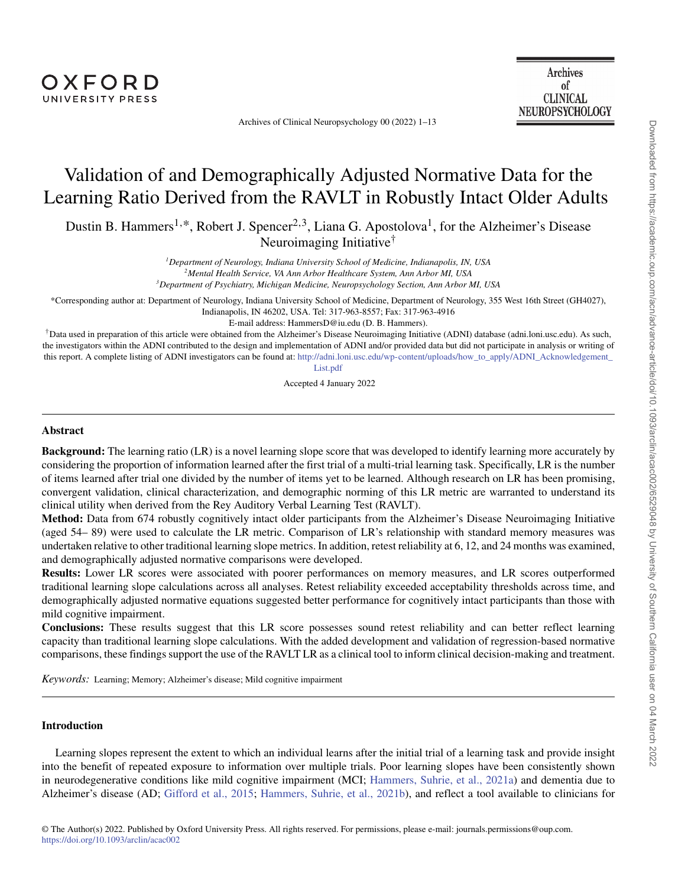# Validation of and Demographically Adjusted Normative Data for the Learning Ratio Derived from the RAVLT in Robustly Intact Older Adults

Dustin B. Hammers[1,*], Robert J. Spencer[2,3], Liana G. Apostolova[1], for the Alzheimer's Disease Neuroimaging Initiative[†]

[1]*Department of Neurology, Indiana University School of Medicine, Indianapolis, IN, USA*
[2]*Mental Health Service, VA Ann Arbor Healthcare System, Ann Arbor MI, USA*
[3]*Department of Psychiatry, Michigan Medicine, Neuropsychology Section, Ann Arbor MI, USA*

*Corresponding author at: Department of Neurology, Indiana University School of Medicine, Department of Neurology, 355 West 16th Street (GH4027), Indianapolis, IN 46202, USA. Tel: 317-963-8557; Fax: 317-963-4916
E-mail address: HammersD@iu.edu (D. B. Hammers).

[†]Data used in preparation of this article were obtained from the Alzheimer's Disease Neuroimaging Initiative (ADNI) database (adni.loni.usc.edu). As such, the investigators within the ADNI contributed to the design and implementation of ADNI and/or provided data but did not participate in analysis or writing of this report. A complete listing of ADNI investigators can be found at: http://adni.loni.usc.edu/wp-content/uploads/how_to_apply/ADNI_Acknowledgement_List.pdf

Accepted 4 January 2022

## Abstract

**Background:** The learning ratio (LR) is a novel learning slope score that was developed to identify learning more accurately by considering the proportion of information learned after the first trial of a multi-trial learning task. Specifically, LR is the number of items learned after trial one divided by the number of items yet to be learned. Although research on LR has been promising, convergent validation, clinical characterization, and demographic norming of this LR metric are warranted to understand its clinical utility when derived from the Rey Auditory Verbal Learning Test (RAVLT).

**Method:** Data from 674 robustly cognitively intact older participants from the Alzheimer's Disease Neuroimaging Initiative (aged 54– 89) were used to calculate the LR metric. Comparison of LR's relationship with standard memory measures was undertaken relative to other traditional learning slope metrics. In addition, retest reliability at 6, 12, and 24 months was examined, and demographically adjusted normative comparisons were developed.

**Results:** Lower LR scores were associated with poorer performances on memory measures, and LR scores outperformed traditional learning slope calculations across all analyses. Retest reliability exceeded acceptability thresholds across time, and demographically adjusted normative equations suggested better performance for cognitively intact participants than those with mild cognitive impairment.

**Conclusions:** These results suggest that this LR score possesses sound retest reliability and can better reflect learning capacity than traditional learning slope calculations. With the added development and validation of regression-based normative comparisons, these findings support the use of the RAVLT LR as a clinical tool to inform clinical decision-making and treatment.

*Keywords:* Learning; Memory; Alzheimer's disease; Mild cognitive impairment

## Introduction

Learning slopes represent the extent to which an individual learns after the initial trial of a learning task and provide insight into the benefit of repeated exposure to information over multiple trials. Poor learning slopes have been consistently shown in neurodegenerative conditions like mild cognitive impairment (MCI; Hammers, Suhrie, et al., 2021a) and dementia due to Alzheimer's disease (AD; Gifford et al., 2015; Hammers, Suhrie, et al., 2021b), and reflect a tool available to clinicians for

© The Author(s) 2022. Published by Oxford University Press. All rights reserved. For permissions, please e-mail: journals.permissions@oup.com.
https://doi.org/10.1093/arclin/acac002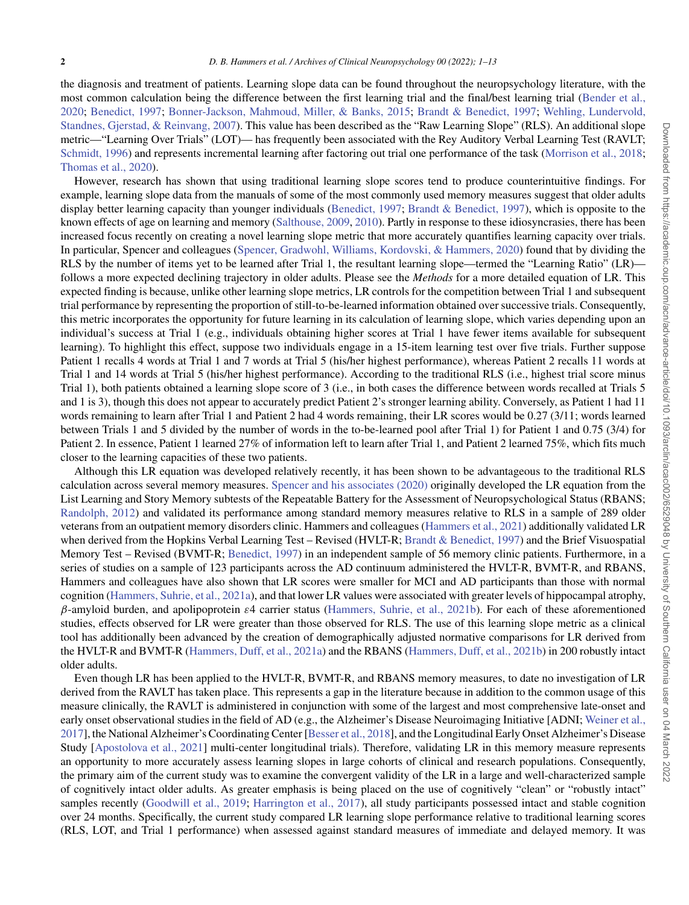the diagnosis and treatment of patients. Learning slope data can be found throughout the neuropsychology literature, with the most common calculation being the difference between the first learning trial and the final/best learning trial (Bender et al., 2020; Benedict, 1997; Bonner-Jackson, Mahmoud, Miller, & Banks, 2015; Brandt & Benedict, 1997; Wehling, Lundervold, Standnes, Gjerstad, & Reinvang, 2007). This value has been described as the "Raw Learning Slope" (RLS). An additional slope metric—"Learning Over Trials" (LOT)— has frequently been associated with the Rey Auditory Verbal Learning Test (RAVLT; Schmidt, 1996) and represents incremental learning after factoring out trial one performance of the task (Morrison et al., 2018; Thomas et al., 2020).

However, research has shown that using traditional learning slope scores tend to produce counterintuitive findings. For example, learning slope data from the manuals of some of the most commonly used memory measures suggest that older adults display better learning capacity than younger individuals (Benedict, 1997; Brandt & Benedict, 1997), which is opposite to the known effects of age on learning and memory (Salthouse, 2009, 2010). Partly in response to these idiosyncrasies, there has been increased focus recently on creating a novel learning slope metric that more accurately quantifies learning capacity over trials. In particular, Spencer and colleagues (Spencer, Gradwohl, Williams, Kordovski, & Hammers, 2020) found that by dividing the RLS by the number of items yet to be learned after Trial 1, the resultant learning slope—termed the "Learning Ratio" (LR)—follows a more expected declining trajectory in older adults. Please see the *Methods* for a more detailed equation of LR. This expected finding is because, unlike other learning slope metrics, LR controls for the competition between Trial 1 and subsequent trial performance by representing the proportion of still-to-be-learned information obtained over successive trials. Consequently, this metric incorporates the opportunity for future learning in its calculation of learning slope, which varies depending upon an individual's success at Trial 1 (e.g., individuals obtaining higher scores at Trial 1 have fewer items available for subsequent learning). To highlight this effect, suppose two individuals engage in a 15-item learning test over five trials. Further suppose Patient 1 recalls 4 words at Trial 1 and 7 words at Trial 5 (his/her highest performance), whereas Patient 2 recalls 11 words at Trial 1 and 14 words at Trial 5 (his/her highest performance). According to the traditional RLS (i.e., highest trial score minus Trial 1), both patients obtained a learning slope score of 3 (i.e., in both cases the difference between words recalled at Trials 5 and 1 is 3), though this does not appear to accurately predict Patient 2's stronger learning ability. Conversely, as Patient 1 had 11 words remaining to learn after Trial 1 and Patient 2 had 4 words remaining, their LR scores would be 0.27 (3/11; words learned between Trials 1 and 5 divided by the number of words in the to-be-learned pool after Trial 1) for Patient 1 and 0.75 (3/4) for Patient 2. In essence, Patient 1 learned 27% of information left to learn after Trial 1, and Patient 2 learned 75%, which fits much closer to the learning capacities of these two patients.

Although this LR equation was developed relatively recently, it has been shown to be advantageous to the traditional RLS calculation across several memory measures. Spencer and his associates (2020) originally developed the LR equation from the List Learning and Story Memory subtests of the Repeatable Battery for the Assessment of Neuropsychological Status (RBANS; Randolph, 2012) and validated its performance among standard memory measures relative to RLS in a sample of 289 older veterans from an outpatient memory disorders clinic. Hammers and colleagues (Hammers et al., 2021) additionally validated LR when derived from the Hopkins Verbal Learning Test – Revised (HVLT-R; Brandt & Benedict, 1997) and the Brief Visuospatial Memory Test – Revised (BVMT-R; Benedict, 1997) in an independent sample of 56 memory clinic patients. Furthermore, in a series of studies on a sample of 123 participants across the AD continuum administered the HVLT-R, BVMT-R, and RBANS, Hammers and colleagues have also shown that LR scores were smaller for MCI and AD participants than those with normal cognition (Hammers, Suhrie, et al., 2021a), and that lower LR values were associated with greater levels of hippocampal atrophy, $\beta$-amyloid burden, and apolipoprotein $\varepsilon4$ carrier status (Hammers, Suhrie, et al., 2021b). For each of these aforementioned studies, effects observed for LR were greater than those observed for RLS. The use of this learning slope metric as a clinical tool has additionally been advanced by the creation of demographically adjusted normative comparisons for LR derived from the HVLT-R and BVMT-R (Hammers, Duff, et al., 2021a) and the RBANS (Hammers, Duff, et al., 2021b) in 200 robustly intact older adults.

Even though LR has been applied to the HVLT-R, BVMT-R, and RBANS memory measures, to date no investigation of LR derived from the RAVLT has taken place. This represents a gap in the literature because in addition to the common usage of this measure clinically, the RAVLT is administered in conjunction with some of the largest and most comprehensive late-onset and early onset observational studies in the field of AD (e.g., the Alzheimer's Disease Neuroimaging Initiative [ADNI; Weiner et al., 2017], the National Alzheimer's Coordinating Center [Besser et al., 2018], and the Longitudinal Early Onset Alzheimer's Disease Study [Apostolova et al., 2021] multi-center longitudinal trials). Therefore, validating LR in this memory measure represents an opportunity to more accurately assess learning slopes in large cohorts of clinical and research populations. Consequently, the primary aim of the current study was to examine the convergent validity of the LR in a large and well-characterized sample of cognitively intact older adults. As greater emphasis is being placed on the use of cognitively "clean" or "robustly intact" samples recently (Goodwill et al., 2019; Harrington et al., 2017), all study participants possessed intact and stable cognition over 24 months. Specifically, the current study compared LR learning slope performance relative to traditional learning scores (RLS, LOT, and Trial 1 performance) when assessed against standard measures of immediate and delayed memory. It was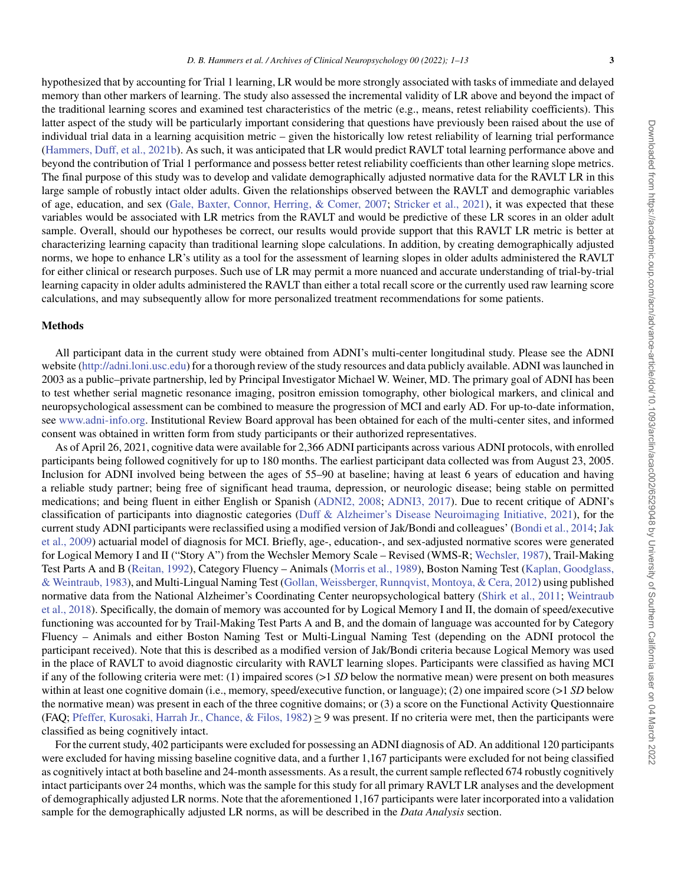hypothesized that by accounting for Trial 1 learning, LR would be more strongly associated with tasks of immediate and delayed memory than other markers of learning. The study also assessed the incremental validity of LR above and beyond the impact of the traditional learning scores and examined test characteristics of the metric (e.g., means, retest reliability coefficients). This latter aspect of the study will be particularly important considering that questions have previously been raised about the use of individual trial data in a learning acquisition metric – given the historically low retest reliability of learning trial performance (Hammers, Duff, et al., 2021b). As such, it was anticipated that LR would predict RAVLT total learning performance above and beyond the contribution of Trial 1 performance and possess better retest reliability coefficients than other learning slope metrics. The final purpose of this study was to develop and validate demographically adjusted normative data for the RAVLT LR in this large sample of robustly intact older adults. Given the relationships observed between the RAVLT and demographic variables of age, education, and sex (Gale, Baxter, Connor, Herring, & Comer, 2007; Stricker et al., 2021), it was expected that these variables would be associated with LR metrics from the RAVLT and would be predictive of these LR scores in an older adult sample. Overall, should our hypotheses be correct, our results would provide support that this RAVLT LR metric is better at characterizing learning capacity than traditional learning slope calculations. In addition, by creating demographically adjusted norms, we hope to enhance LR's utility as a tool for the assessment of learning slopes in older adults administered the RAVLT for either clinical or research purposes. Such use of LR may permit a more nuanced and accurate understanding of trial-by-trial learning capacity in older adults administered the RAVLT than either a total recall score or the currently used raw learning score calculations, and may subsequently allow for more personalized treatment recommendations for some patients.

## Methods

All participant data in the current study were obtained from ADNI's multi-center longitudinal study. Please see the ADNI website (http://adni.loni.usc.edu) for a thorough review of the study resources and data publicly available. ADNI was launched in 2003 as a public–private partnership, led by Principal Investigator Michael W. Weiner, MD. The primary goal of ADNI has been to test whether serial magnetic resonance imaging, positron emission tomography, other biological markers, and clinical and neuropsychological assessment can be combined to measure the progression of MCI and early AD. For up-to-date information, see www.adni-info.org. Institutional Review Board approval has been obtained for each of the multi-center sites, and informed consent was obtained in written form from study participants or their authorized representatives.

As of April 26, 2021, cognitive data were available for 2,366 ADNI participants across various ADNI protocols, with enrolled participants being followed cognitively for up to 180 months. The earliest participant data collected was from August 23, 2005. Inclusion for ADNI involved being between the ages of 55–90 at baseline; having at least 6 years of education and having a reliable study partner; being free of significant head trauma, depression, or neurologic disease; being stable on permitted medications; and being fluent in either English or Spanish (ADNI2, 2008; ADNI3, 2017). Due to recent critique of ADNI's classification of participants into diagnostic categories (Duff & Alzheimer's Disease Neuroimaging Initiative, 2021), for the current study ADNI participants were reclassified using a modified version of Jak/Bondi and colleagues' (Bondi et al., 2014; Jak et al., 2009) actuarial model of diagnosis for MCI. Briefly, age-, education-, and sex-adjusted normative scores were generated for Logical Memory I and II ("Story A") from the Wechsler Memory Scale – Revised (WMS-R; Wechsler, 1987), Trail-Making Test Parts A and B (Reitan, 1992), Category Fluency – Animals (Morris et al., 1989), Boston Naming Test (Kaplan, Goodglass, & Weintraub, 1983), and Multi-Lingual Naming Test (Gollan, Weissberger, Runnqvist, Montoya, & Cera, 2012) using published normative data from the National Alzheimer's Coordinating Center neuropsychological battery (Shirk et al., 2011; Weintraub et al., 2018). Specifically, the domain of memory was accounted for by Logical Memory I and II, the domain of speed/executive functioning was accounted for by Trail-Making Test Parts A and B, and the domain of language was accounted for by Category Fluency – Animals and either Boston Naming Test or Multi-Lingual Naming Test (depending on the ADNI protocol the participant received). Note that this is described as a modified version of Jak/Bondi criteria because Logical Memory was used in the place of RAVLT to avoid diagnostic circularity with RAVLT learning slopes. Participants were classified as having MCI if any of the following criteria were met: (1) impaired scores (>1 *SD* below the normative mean) were present on both measures within at least one cognitive domain (i.e., memory, speed/executive function, or language); (2) one impaired score (>1 *SD* below the normative mean) was present in each of the three cognitive domains; or (3) a score on the Functional Activity Questionnaire (FAQ; Pfeffer, Kurosaki, Harrah Jr., Chance, & Filos, 1982) ≥ 9 was present. If no criteria were met, then the participants were classified as being cognitively intact.

For the current study, 402 participants were excluded for possessing an ADNI diagnosis of AD. An additional 120 participants were excluded for having missing baseline cognitive data, and a further 1,167 participants were excluded for not being classified as cognitively intact at both baseline and 24-month assessments. As a result, the current sample reflected 674 robustly cognitively intact participants over 24 months, which was the sample for this study for all primary RAVLT LR analyses and the development of demographically adjusted LR norms. Note that the aforementioned 1,167 participants were later incorporated into a validation sample for the demographically adjusted LR norms, as will be described in the *Data Analysis* section.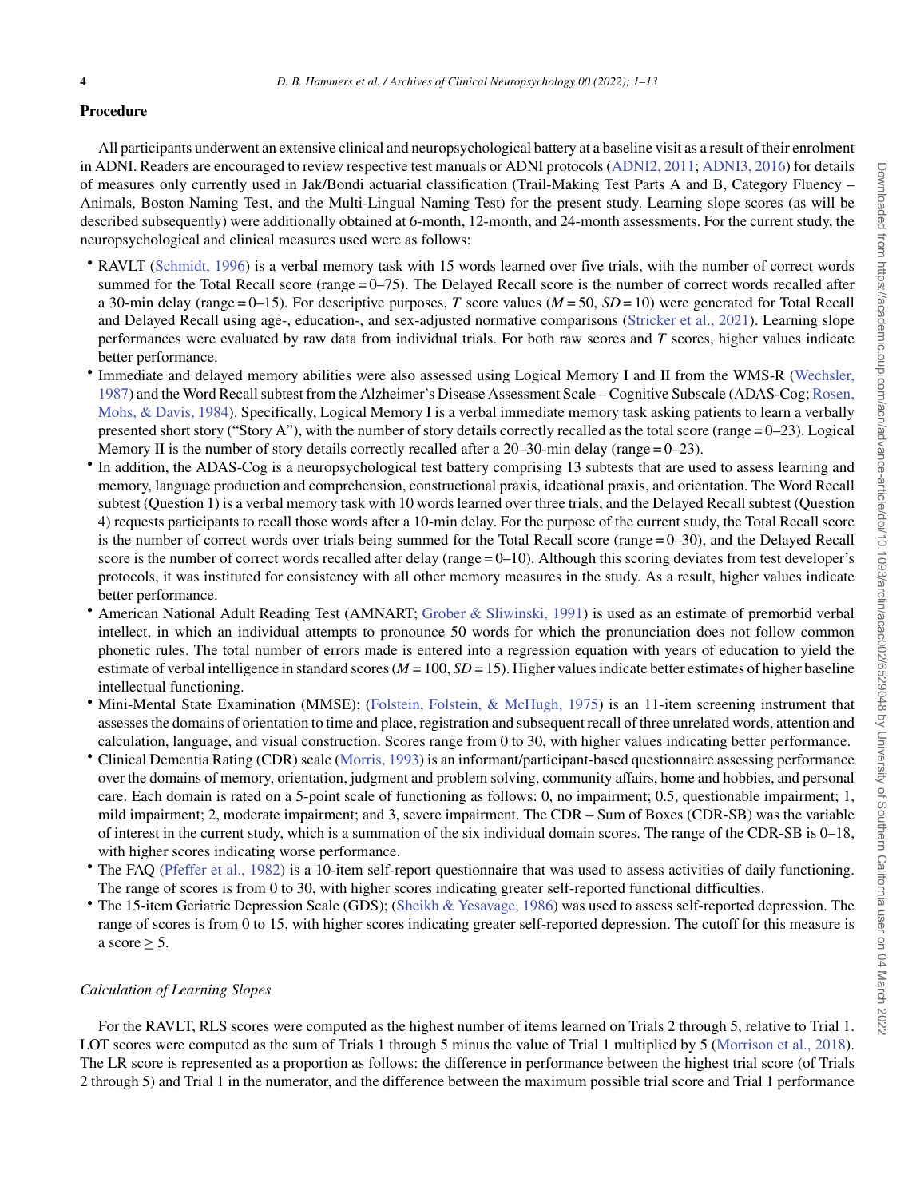## Procedure

All participants underwent an extensive clinical and neuropsychological battery at a baseline visit as a result of their enrolment in ADNI. Readers are encouraged to review respective test manuals or ADNI protocols (ADNI2, 2011; ADNI3, 2016) for details of measures only currently used in Jak/Bondi actuarial classification (Trail-Making Test Parts A and B, Category Fluency – Animals, Boston Naming Test, and the Multi-Lingual Naming Test) for the present study. Learning slope scores (as will be described subsequently) were additionally obtained at 6-month, 12-month, and 24-month assessments. For the current study, the neuropsychological and clinical measures used were as follows:

- RAVLT (Schmidt, 1996) is a verbal memory task with 15 words learned over five trials, with the number of correct words summed for the Total Recall score (range = 0–75). The Delayed Recall score is the number of correct words recalled after a 30-min delay (range = 0–15). For descriptive purposes, $T$ score values ($M = 50$, $SD = 10$) were generated for Total Recall and Delayed Recall using age-, education-, and sex-adjusted normative comparisons (Stricker et al., 2021). Learning slope performances were evaluated by raw data from individual trials. For both raw scores and $T$ scores, higher values indicate better performance.
- Immediate and delayed memory abilities were also assessed using Logical Memory I and II from the WMS-R (Wechsler, 1987) and the Word Recall subtest from the Alzheimer's Disease Assessment Scale – Cognitive Subscale (ADAS-Cog; Rosen, Mohs, & Davis, 1984). Specifically, Logical Memory I is a verbal immediate memory task asking patients to learn a verbally presented short story ("Story A"), with the number of story details correctly recalled as the total score (range = 0–23). Logical Memory II is the number of story details correctly recalled after a 20–30-min delay (range = 0–23).
- In addition, the ADAS-Cog is a neuropsychological test battery comprising 13 subtests that are used to assess learning and memory, language production and comprehension, constructional praxis, ideational praxis, and orientation. The Word Recall subtest (Question 1) is a verbal memory task with 10 words learned over three trials, and the Delayed Recall subtest (Question 4) requests participants to recall those words after a 10-min delay. For the purpose of the current study, the Total Recall score is the number of correct words over trials being summed for the Total Recall score (range = 0–30), and the Delayed Recall score is the number of correct words recalled after delay (range = 0–10). Although this scoring deviates from test developer's protocols, it was instituted for consistency with all other memory measures in the study. As a result, higher values indicate better performance.
- American National Adult Reading Test (AMNART; Grober & Sliwinski, 1991) is used as an estimate of premorbid verbal intellect, in which an individual attempts to pronounce 50 words for which the pronunciation does not follow common phonetic rules. The total number of errors made is entered into a regression equation with years of education to yield the estimate of verbal intelligence in standard scores ($M = 100$, $SD = 15$). Higher values indicate better estimates of higher baseline intellectual functioning.
- Mini-Mental State Examination (MMSE); (Folstein, Folstein, & McHugh, 1975) is an 11-item screening instrument that assesses the domains of orientation to time and place, registration and subsequent recall of three unrelated words, attention and calculation, language, and visual construction. Scores range from 0 to 30, with higher values indicating better performance.
- Clinical Dementia Rating (CDR) scale (Morris, 1993) is an informant/participant-based questionnaire assessing performance over the domains of memory, orientation, judgment and problem solving, community affairs, home and hobbies, and personal care. Each domain is rated on a 5-point scale of functioning as follows: 0, no impairment; 0.5, questionable impairment; 1, mild impairment; 2, moderate impairment; and 3, severe impairment. The CDR – Sum of Boxes (CDR-SB) was the variable of interest in the current study, which is a summation of the six individual domain scores. The range of the CDR-SB is 0–18, with higher scores indicating worse performance.
- The FAQ (Pfeffer et al., 1982) is a 10-item self-report questionnaire that was used to assess activities of daily functioning. The range of scores is from 0 to 30, with higher scores indicating greater self-reported functional difficulties.
- The 15-item Geriatric Depression Scale (GDS); (Sheikh & Yesavage, 1986) was used to assess self-reported depression. The range of scores is from 0 to 15, with higher scores indicating greater self-reported depression. The cutoff for this measure is a score $\geq 5$.

### *Calculation of Learning Slopes*

For the RAVLT, RLS scores were computed as the highest number of items learned on Trials 2 through 5, relative to Trial 1. LOT scores were computed as the sum of Trials 1 through 5 minus the value of Trial 1 multiplied by 5 (Morrison et al., 2018). The LR score is represented as a proportion as follows: the difference in performance between the highest trial score (of Trials 2 through 5) and Trial 1 in the numerator, and the difference between the maximum possible trial score and Trial 1 performance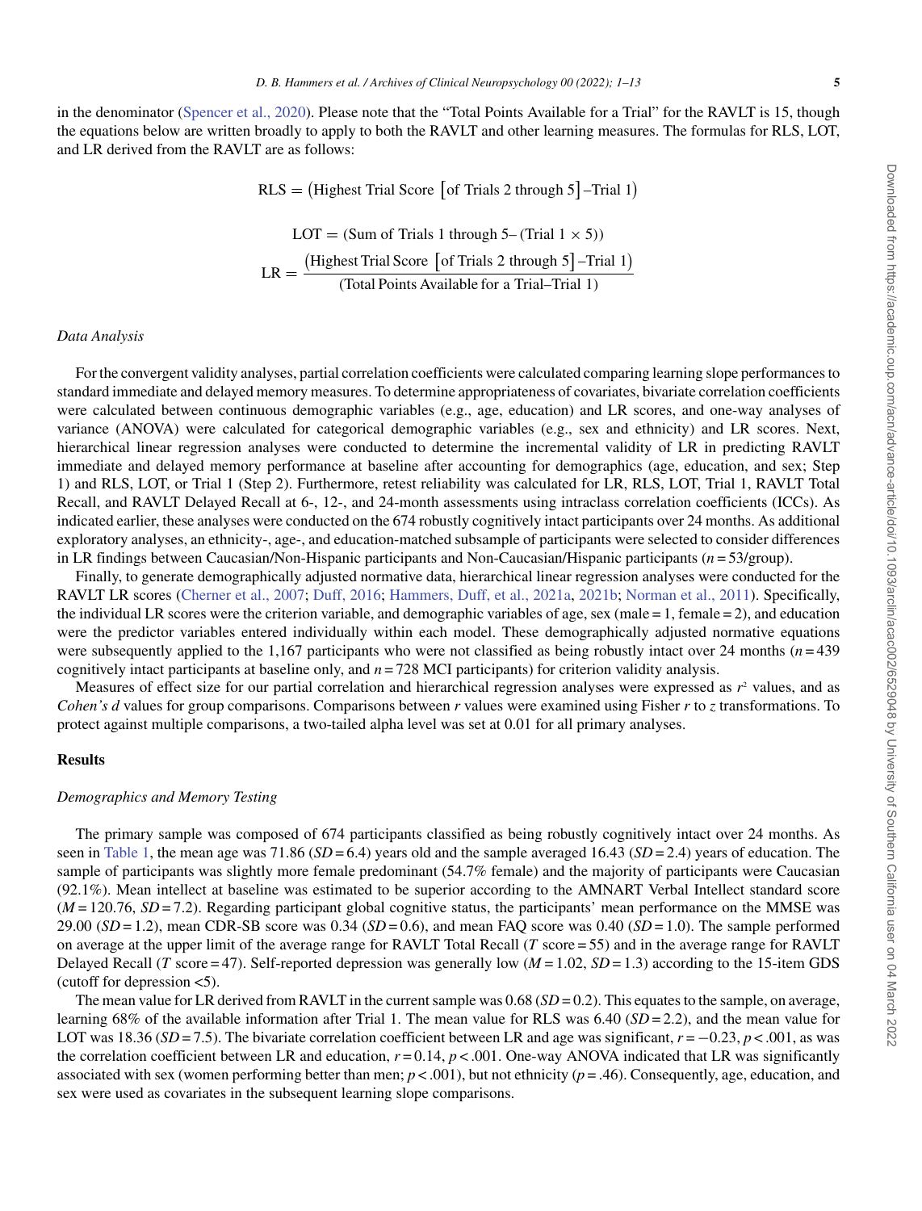in the denominator (Spencer et al., 2020). Please note that the "Total Points Available for a Trial" for the RAVLT is 15, though the equations below are written broadly to apply to both the RAVLT and other learning measures. The formulas for RLS, LOT, and LR derived from the RAVLT are as follows:

$$\text{RLS} = \left(\text{Highest Trial Score } \left[\text{of Trials 2 through 5}\right] - \text{Trial 1}\right)$$

$$\text{LOT} = (\text{Sum of Trials 1 through 5} - (\text{Trial 1} \times 5))$$

$$\text{LR} = \frac{\left(\text{Highest Trial Score } \left[\text{of Trials 2 through 5}\right] - \text{Trial 1}\right)}{(\text{Total Points Available for a Trial} - \text{Trial 1})}$$

### *Data Analysis*

For the convergent validity analyses, partial correlation coefficients were calculated comparing learning slope performances to standard immediate and delayed memory measures. To determine appropriateness of covariates, bivariate correlation coefficients were calculated between continuous demographic variables (e.g., age, education) and LR scores, and one-way analyses of variance (ANOVA) were calculated for categorical demographic variables (e.g., sex and ethnicity) and LR scores. Next, hierarchical linear regression analyses were conducted to determine the incremental validity of LR in predicting RAVLT immediate and delayed memory performance at baseline after accounting for demographics (age, education, and sex; Step 1) and RLS, LOT, or Trial 1 (Step 2). Furthermore, retest reliability was calculated for LR, RLS, LOT, Trial 1, RAVLT Total Recall, and RAVLT Delayed Recall at 6-, 12-, and 24-month assessments using intraclass correlation coefficients (ICCs). As indicated earlier, these analyses were conducted on the 674 robustly cognitively intact participants over 24 months. As additional exploratory analyses, an ethnicity-, age-, and education-matched subsample of participants were selected to consider differences in LR findings between Caucasian/Non-Hispanic participants and Non-Caucasian/Hispanic participants ($n = 53$/group).

Finally, to generate demographically adjusted normative data, hierarchical linear regression analyses were conducted for the RAVLT LR scores (Cherner et al., 2007; Duff, 2016; Hammers, Duff, et al., 2021a, 2021b; Norman et al., 2011). Specifically, the individual LR scores were the criterion variable, and demographic variables of age, sex (male = 1, female = 2), and education were the predictor variables entered individually within each model. These demographically adjusted normative equations were subsequently applied to the 1,167 participants who were not classified as being robustly intact over 24 months ($n = 439$ cognitively intact participants at baseline only, and $n = 728$ MCI participants) for criterion validity analysis.

Measures of effect size for our partial correlation and hierarchical regression analyses were expressed as $r^2$ values, and as *Cohen's d* values for group comparisons. Comparisons between $r$ values were examined using Fisher $r$ to $z$ transformations. To protect against multiple comparisons, a two-tailed alpha level was set at 0.01 for all primary analyses.

## Results

### *Demographics and Memory Testing*

The primary sample was composed of 674 participants classified as being robustly cognitively intact over 24 months. As seen in Table 1, the mean age was 71.86 ($SD = 6.4$) years old and the sample averaged 16.43 ($SD = 2.4$) years of education. The sample of participants was slightly more female predominant (54.7% female) and the majority of participants were Caucasian (92.1%). Mean intellect at baseline was estimated to be superior according to the AMNART Verbal Intellect standard score ($M = 120.76$, $SD = 7.2$). Regarding participant global cognitive status, the participants' mean performance on the MMSE was 29.00 ($SD = 1.2$), mean CDR-SB score was 0.34 ($SD = 0.6$), and mean FAQ score was 0.40 ($SD = 1.0$). The sample performed on average at the upper limit of the average range for RAVLT Total Recall ($T$ score = 55) and in the average range for RAVLT Delayed Recall ($T$ score = 47). Self-reported depression was generally low ($M = 1.02$, $SD = 1.3$) according to the 15-item GDS (cutoff for depression <5).

The mean value for LR derived from RAVLT in the current sample was 0.68 ($SD = 0.2$). This equates to the sample, on average, learning 68% of the available information after Trial 1. The mean value for RLS was 6.40 ($SD = 2.2$), and the mean value for LOT was 18.36 ($SD = 7.5$). The bivariate correlation coefficient between LR and age was significant, $r = -0.23$, $p < .001$, as was the correlation coefficient between LR and education, $r = 0.14$, $p < .001$. One-way ANOVA indicated that LR was significantly associated with sex (women performing better than men; $p < .001$), but not ethnicity ($p = .46$). Consequently, age, education, and sex were used as covariates in the subsequent learning slope comparisons.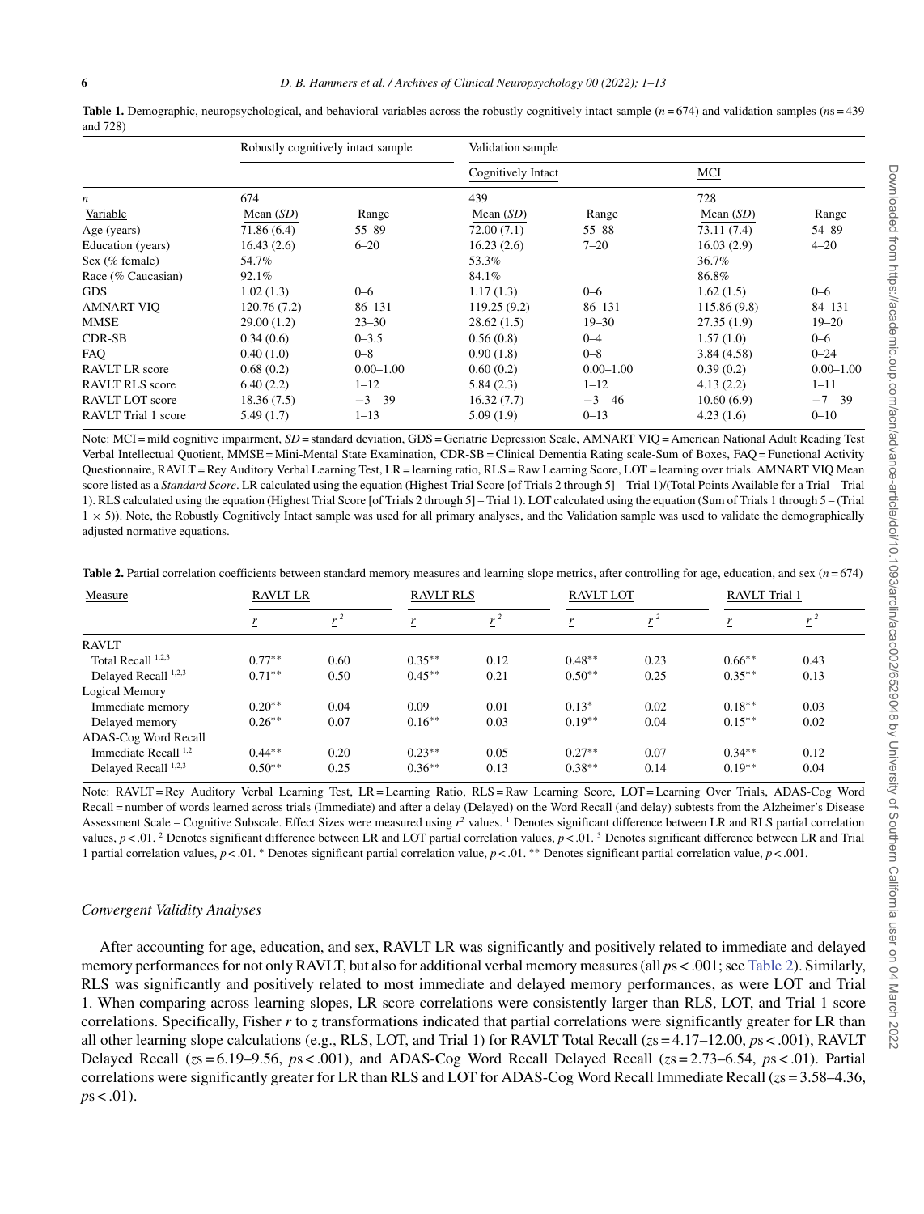**Table 1.** Demographic, neuropsychological, and behavioral variables across the robustly cognitively intact sample ($n = 674$) and validation samples ($n$s = 439 and 728)

| | Robustly cognitively intact sample | | Validation sample | | | |
|---|---|---|---|---|---|---|
| | | | Cognitively Intact | | MCI | |
| *n* | 674 | | 439 | | 728 | |
| Variable | Mean (*SD*) | Range | Mean (*SD*) | Range | Mean (*SD*) | Range |
| Age (years) | 71.86 (6.4) | 55–89 | 72.00 (7.1) | 55–88 | 73.11 (7.4) | 54–89 |
| Education (years) | 16.43 (2.6) | 6–20 | 16.23 (2.6) | 7–20 | 16.03 (2.9) | 4–20 |
| Sex (% female) | 54.7% | | 53.3% | | 36.7% | |
| Race (% Caucasian) | 92.1% | | 84.1% | | 86.8% | |
| GDS | 1.02 (1.3) | 0–6 | 1.17 (1.3) | 0–6 | 1.62 (1.5) | 0–6 |
| AMNART VIQ | 120.76 (7.2) | 86–131 | 119.25 (9.2) | 86–131 | 115.86 (9.8) | 84–131 |
| MMSE | 29.00 (1.2) | 23–30 | 28.62 (1.5) | 19–30 | 27.35 (1.9) | 19–20 |
| CDR-SB | 0.34 (0.6) | 0–3.5 | 0.56 (0.8) | 0–4 | 1.57 (1.0) | 0–6 |
| FAQ | 0.40 (1.0) | 0–8 | 0.90 (1.8) | 0–8 | 3.84 (4.58) | 0–24 |
| RAVLT LR score | 0.68 (0.2) | 0.00–1.00 | 0.60 (0.2) | 0.00–1.00 | 0.39 (0.2) | 0.00–1.00 |
| RAVLT RLS score | 6.40 (2.2) | 1–12 | 5.84 (2.3) | 1–12 | 4.13 (2.2) | 1–11 |
| RAVLT LOT score | 18.36 (7.5) | −3 – 39 | 16.32 (7.7) | −3 – 46 | 10.60 (6.9) | −7 – 39 |
| RAVLT Trial 1 score | 5.49 (1.7) | 1–13 | 5.09 (1.9) | 0–13 | 4.23 (1.6) | 0–10 |

Note: MCI = mild cognitive impairment, *SD* = standard deviation, GDS = Geriatric Depression Scale, AMNART VIQ = American National Adult Reading Test Verbal Intellectual Quotient, MMSE = Mini-Mental State Examination, CDR-SB = Clinical Dementia Rating scale-Sum of Boxes, FAQ = Functional Activity Questionnaire, RAVLT = Rey Auditory Verbal Learning Test, LR = learning ratio, RLS = Raw Learning Score, LOT = learning over trials. AMNART VIQ Mean score listed as a *Standard Score*. LR calculated using the equation (Highest Trial Score [of Trials 2 through 5] – Trial 1)/(Total Points Available for a Trial – Trial 1). RLS calculated using the equation (Highest Trial Score [of Trials 2 through 5] – Trial 1). LOT calculated using the equation (Sum of Trials 1 through 5 – (Trial $1 \times 5$)). Note, the Robustly Cognitively Intact sample was used for all primary analyses, and the Validation sample was used to validate the demographically adjusted normative equations.

**Table 2.** Partial correlation coefficients between standard memory measures and learning slope metrics, after controlling for age, education, and sex ($n = 674$)

| Measure | RAVLT LR | | RAVLT RLS | | RAVLT LOT | | RAVLT Trial 1 | |
|---|---|---|---|---|---|---|---|---|
| | *r* | $r^2$ | *r* | $r^2$ | *r* | $r^2$ | *r* | $r^2$ |
| RAVLT | | | | | | | | |
| Total Recall [1,2,3] | 0.77** | 0.60 | 0.35** | 0.12 | 0.48** | 0.23 | 0.66** | 0.43 |
| Delayed Recall [1,2,3] | 0.71** | 0.50 | 0.45** | 0.21 | 0.50** | 0.25 | 0.35** | 0.13 |
| Logical Memory | | | | | | | | |
| Immediate memory | 0.20** | 0.04 | 0.09 | 0.01 | 0.13* | 0.02 | 0.18** | 0.03 |
| Delayed memory | 0.26** | 0.07 | 0.16** | 0.03 | 0.19** | 0.04 | 0.15** | 0.02 |
| ADAS-Cog Word Recall | | | | | | | | |
| Immediate Recall [1,2] | 0.44** | 0.20 | 0.23** | 0.05 | 0.27** | 0.07 | 0.34** | 0.12 |
| Delayed Recall [1,2,3] | 0.50** | 0.25 | 0.36** | 0.13 | 0.38** | 0.14 | 0.19** | 0.04 |

Note: RAVLT = Rey Auditory Verbal Learning Test, LR = Learning Ratio, RLS = Raw Learning Score, LOT = Learning Over Trials, ADAS-Cog Word Recall = number of words learned across trials (Immediate) and after a delay (Delayed) on the Word Recall (and delay) subtests from the Alzheimer's Disease Assessment Scale – Cognitive Subscale. Effect Sizes were measured using $r^2$ values. [1] Denotes significant difference between LR and RLS partial correlation values, $p < .01$. [2] Denotes significant difference between LR and LOT partial correlation values, $p < .01$. [3] Denotes significant difference between LR and Trial 1 partial correlation values, $p < .01$. * Denotes significant partial correlation value, $p < .01$. ** Denotes significant partial correlation value, $p < .001$.

### *Convergent Validity Analyses*

After accounting for age, education, and sex, RAVLT LR was significantly and positively related to immediate and delayed memory performances for not only RAVLT, but also for additional verbal memory measures (all $p$s < .001; see Table 2). Similarly, RLS was significantly and positively related to most immediate and delayed memory performances, as were LOT and Trial 1. When comparing across learning slopes, LR score correlations were consistently larger than RLS, LOT, and Trial 1 score correlations. Specifically, Fisher *r* to *z* transformations indicated that partial correlations were significantly greater for LR than all other learning slope calculations (e.g., RLS, LOT, and Trial 1) for RAVLT Total Recall ($z$s = 4.17–12.00, $p$s < .001), RAVLT Delayed Recall ($z$s = 6.19–9.56, $p$s < .001), and ADAS-Cog Word Recall Delayed Recall ($z$s = 2.73–6.54, $p$s < .01). Partial correlations were significantly greater for LR than RLS and LOT for ADAS-Cog Word Recall Immediate Recall ($z$s = 3.58–4.36, $p$s < .01).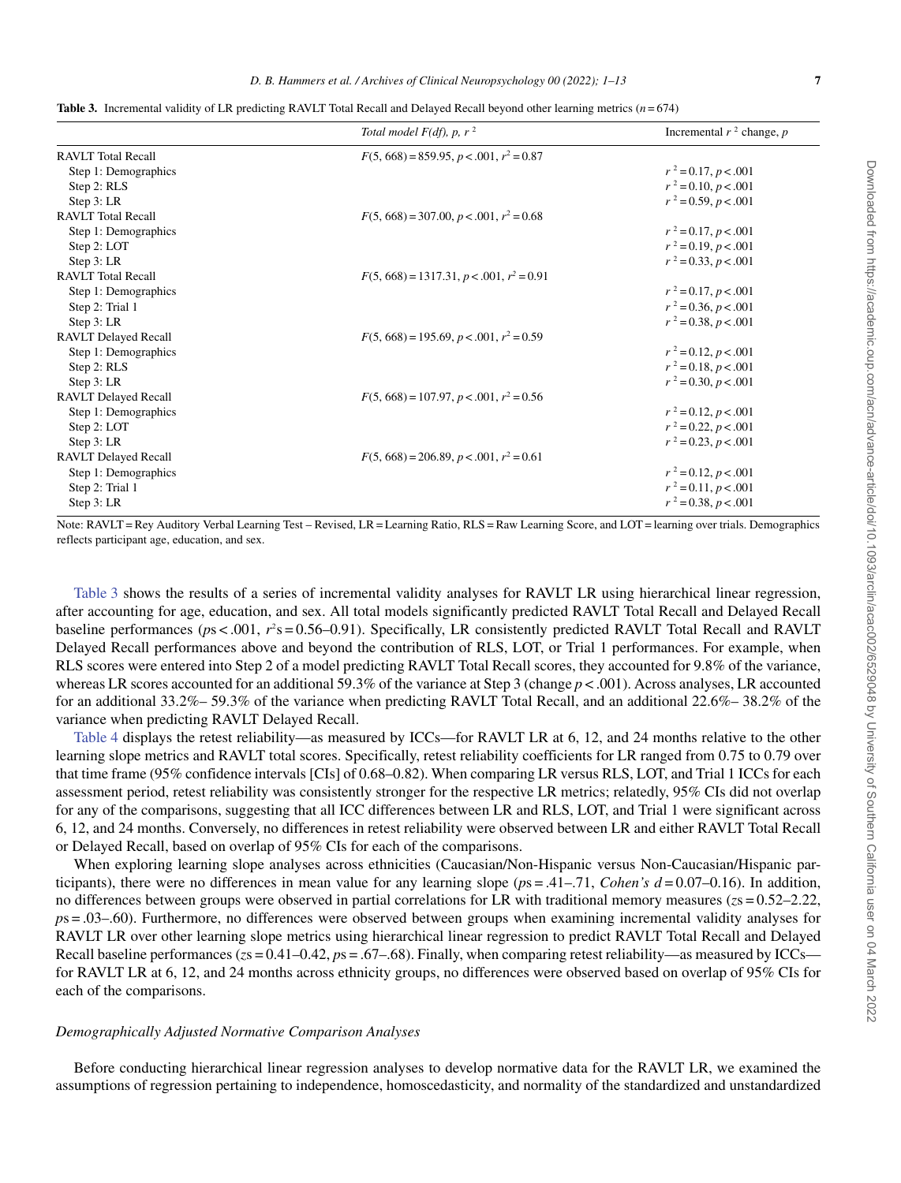**Table 3.** Incremental validity of LR predicting RAVLT Total Recall and Delayed Recall beyond other learning metrics ($n = 674$)

| | *Total model F(df), p, $r^2$* | Incremental $r^2$ change, *p* |
|---|---|---|
| RAVLT Total Recall | $F(5, 668) = 859.95$, $p < .001$, $r^2 = 0.87$ | |
| Step 1: Demographics | | $r^2 = 0.17$, $p < .001$ |
| Step 2: RLS | | $r^2 = 0.10$, $p < .001$ |
| Step 3: LR | | $r^2 = 0.59$, $p < .001$ |
| RAVLT Total Recall | $F(5, 668) = 307.00$, $p < .001$, $r^2 = 0.68$ | |
| Step 1: Demographics | | $r^2 = 0.17$, $p < .001$ |
| Step 2: LOT | | $r^2 = 0.19$, $p < .001$ |
| Step 3: LR | | $r^2 = 0.33$, $p < .001$ |
| RAVLT Total Recall | $F(5, 668) = 1317.31$, $p < .001$, $r^2 = 0.91$ | |
| Step 1: Demographics | | $r^2 = 0.17$, $p < .001$ |
| Step 2: Trial 1 | | $r^2 = 0.36$, $p < .001$ |
| Step 3: LR | | $r^2 = 0.38$, $p < .001$ |
| RAVLT Delayed Recall | $F(5, 668) = 195.69$, $p < .001$, $r^2 = 0.59$ | |
| Step 1: Demographics | | $r^2 = 0.12$, $p < .001$ |
| Step 2: RLS | | $r^2 = 0.18$, $p < .001$ |
| Step 3: LR | | $r^2 = 0.30$, $p < .001$ |
| RAVLT Delayed Recall | $F(5, 668) = 107.97$, $p < .001$, $r^2 = 0.56$ | |
| Step 1: Demographics | | $r^2 = 0.12$, $p < .001$ |
| Step 2: LOT | | $r^2 = 0.22$, $p < .001$ |
| Step 3: LR | | $r^2 = 0.23$, $p < .001$ |
| RAVLT Delayed Recall | $F(5, 668) = 206.89$, $p < .001$, $r^2 = 0.61$ | |
| Step 1: Demographics | | $r^2 = 0.12$, $p < .001$ |
| Step 2: Trial 1 | | $r^2 = 0.11$, $p < .001$ |
| Step 3: LR | | $r^2 = 0.38$, $p < .001$ |

Note: RAVLT = Rey Auditory Verbal Learning Test – Revised, LR = Learning Ratio, RLS = Raw Learning Score, and LOT = learning over trials. Demographics reflects participant age, education, and sex.

Table 3 shows the results of a series of incremental validity analyses for RAVLT LR using hierarchical linear regression, after accounting for age, education, and sex. All total models significantly predicted RAVLT Total Recall and Delayed Recall baseline performances ($p$s < .001, $r^2$s = 0.56–0.91). Specifically, LR consistently predicted RAVLT Total Recall and RAVLT Delayed Recall performances above and beyond the contribution of RLS, LOT, or Trial 1 performances. For example, when RLS scores were entered into Step 2 of a model predicting RAVLT Total Recall scores, they accounted for 9.8% of the variance, whereas LR scores accounted for an additional 59.3% of the variance at Step 3 (change $p < .001$). Across analyses, LR accounted for an additional 33.2%– 59.3% of the variance when predicting RAVLT Total Recall, and an additional 22.6%– 38.2% of the variance when predicting RAVLT Delayed Recall.

Table 4 displays the retest reliability—as measured by ICCs—for RAVLT LR at 6, 12, and 24 months relative to the other learning slope metrics and RAVLT total scores. Specifically, retest reliability coefficients for LR ranged from 0.75 to 0.79 over that time frame (95% confidence intervals [CIs] of 0.68–0.82). When comparing LR versus RLS, LOT, and Trial 1 ICCs for each assessment period, retest reliability was consistently stronger for the respective LR metrics; relatedly, 95% CIs did not overlap for any of the comparisons, suggesting that all ICC differences between LR and RLS, LOT, and Trial 1 were significant across 6, 12, and 24 months. Conversely, no differences in retest reliability were observed between LR and either RAVLT Total Recall or Delayed Recall, based on overlap of 95% CIs for each of the comparisons.

When exploring learning slope analyses across ethnicities (Caucasian/Non-Hispanic versus Non-Caucasian/Hispanic participants), there were no differences in mean value for any learning slope ($p$s = .41–.71, *Cohen's d* = 0.07–0.16). In addition, no differences between groups were observed in partial correlations for LR with traditional memory measures ($z$s = 0.52–2.22, $p$s = .03–.60). Furthermore, no differences were observed between groups when examining incremental validity analyses for RAVLT LR over other learning slope metrics using hierarchical linear regression to predict RAVLT Total Recall and Delayed Recall baseline performances ($z$s = 0.41–0.42, $p$s = .67–.68). Finally, when comparing retest reliability—as measured by ICCs—for RAVLT LR at 6, 12, and 24 months across ethnicity groups, no differences were observed based on overlap of 95% CIs for each of the comparisons.

### *Demographically Adjusted Normative Comparison Analyses*

Before conducting hierarchical linear regression analyses to develop normative data for the RAVLT LR, we examined the assumptions of regression pertaining to independence, homoscedasticity, and normality of the standardized and unstandardized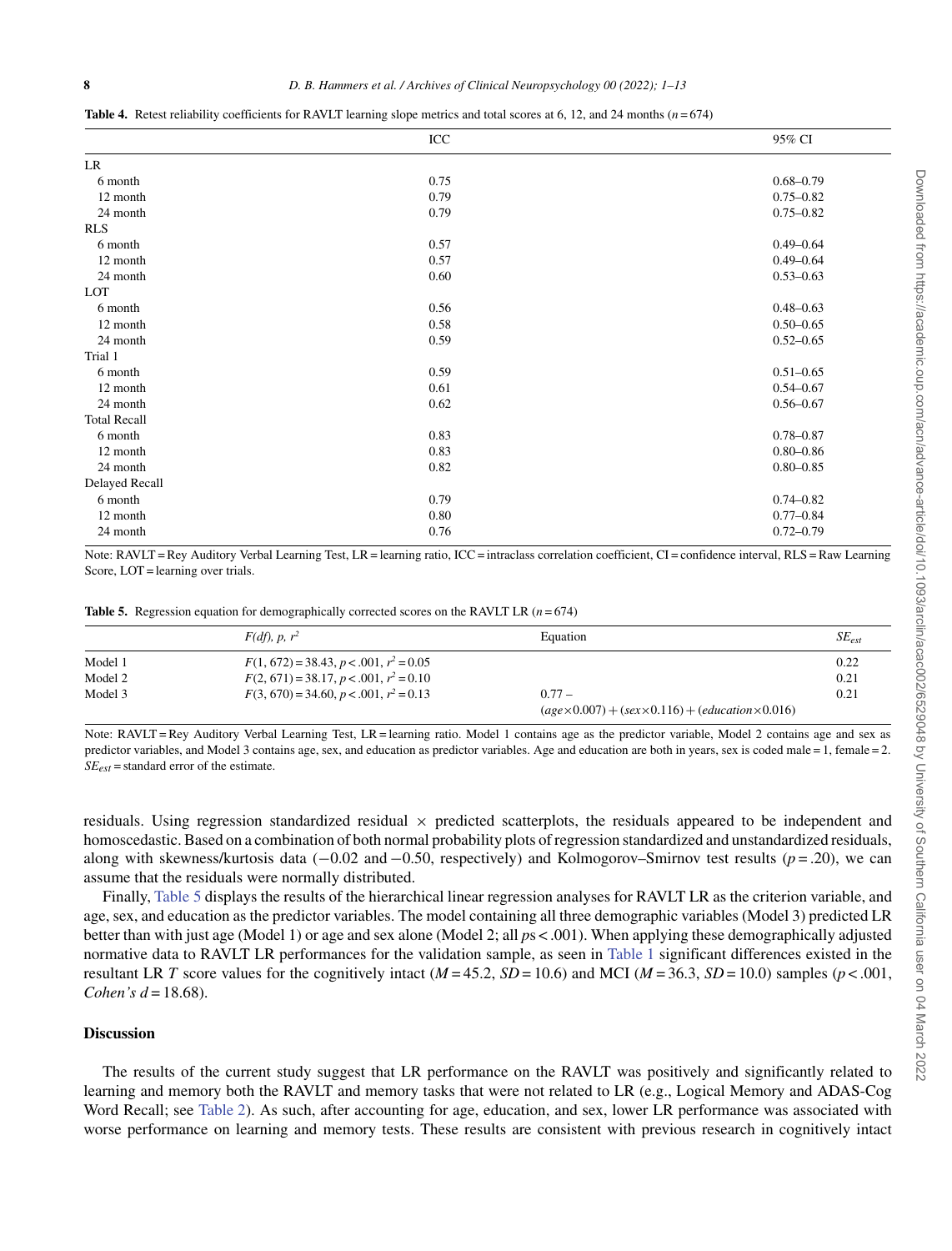**Table 4.** Retest reliability coefficients for RAVLT learning slope metrics and total scores at 6, 12, and 24 months ($n = 674$)

| | ICC | 95% CI |
|---|---|---|
| LR | | |
| 6 month | 0.75 | 0.68–0.79 |
| 12 month | 0.79 | 0.75–0.82 |
| 24 month | 0.79 | 0.75–0.82 |
| RLS | | |
| 6 month | 0.57 | 0.49–0.64 |
| 12 month | 0.57 | 0.49–0.64 |
| 24 month | 0.60 | 0.53–0.63 |
| LOT | | |
| 6 month | 0.56 | 0.48–0.63 |
| 12 month | 0.58 | 0.50–0.65 |
| 24 month | 0.59 | 0.52–0.65 |
| Trial 1 | | |
| 6 month | 0.59 | 0.51–0.65 |
| 12 month | 0.61 | 0.54–0.67 |
| 24 month | 0.62 | 0.56–0.67 |
| Total Recall | | |
| 6 month | 0.83 | 0.78–0.87 |
| 12 month | 0.83 | 0.80–0.86 |
| 24 month | 0.82 | 0.80–0.85 |
| Delayed Recall | | |
| 6 month | 0.79 | 0.74–0.82 |
| 12 month | 0.80 | 0.77–0.84 |
| 24 month | 0.76 | 0.72–0.79 |

Note: RAVLT = Rey Auditory Verbal Learning Test, LR = learning ratio, ICC = intraclass correlation coefficient, CI = confidence interval, RLS = Raw Learning Score, LOT = learning over trials.

**Table 5.** Regression equation for demographically corrected scores on the RAVLT LR ($n = 674$)

| | $F(df)$, $p$, $r^2$ | Equation | $SE_{est}$ |
|---|---|---|---|
| Model 1 | $F(1, 672) = 38.43$, $p < .001$, $r^2 = 0.05$ | | 0.22 |
| Model 2 | $F(2, 671) = 38.17$, $p < .001$, $r^2 = 0.10$ | | 0.21 |
| Model 3 | $F(3, 670) = 34.60$, $p < .001$, $r^2 = 0.13$ | $0.77 - (age \times 0.007) + (sex \times 0.116) + (education \times 0.016)$ | 0.21 |

Note: RAVLT = Rey Auditory Verbal Learning Test, LR = learning ratio. Model 1 contains age as the predictor variable, Model 2 contains age and sex as predictor variables, and Model 3 contains age, sex, and education as predictor variables. Age and education are both in years, sex is coded male = 1, female = 2. $SE_{est}$ = standard error of the estimate.

residuals. Using regression standardized residual × predicted scatterplots, the residuals appeared to be independent and homoscedastic. Based on a combination of both normal probability plots of regression standardized and unstandardized residuals, along with skewness/kurtosis data (−0.02 and −0.50, respectively) and Kolmogorov–Smirnov test results ($p = .20$), we can assume that the residuals were normally distributed.

Finally, Table 5 displays the results of the hierarchical linear regression analyses for RAVLT LR as the criterion variable, and age, sex, and education as the predictor variables. The model containing all three demographic variables (Model 3) predicted LR better than with just age (Model 1) or age and sex alone (Model 2; all $ps < .001$). When applying these demographically adjusted normative data to RAVLT LR performances for the validation sample, as seen in Table 1 significant differences existed in the resultant LR $T$ score values for the cognitively intact ($M = 45.2$, $SD = 10.6$) and MCI ($M = 36.3$, $SD = 10.0$) samples ($p < .001$, *Cohen's* $d = 18.68$).

## Discussion

The results of the current study suggest that LR performance on the RAVLT was positively and significantly related to learning and memory both the RAVLT and memory tasks that were not related to LR (e.g., Logical Memory and ADAS-Cog Word Recall; see Table 2). As such, after accounting for age, education, and sex, lower LR performance was associated with worse performance on learning and memory tests. These results are consistent with previous research in cognitively intact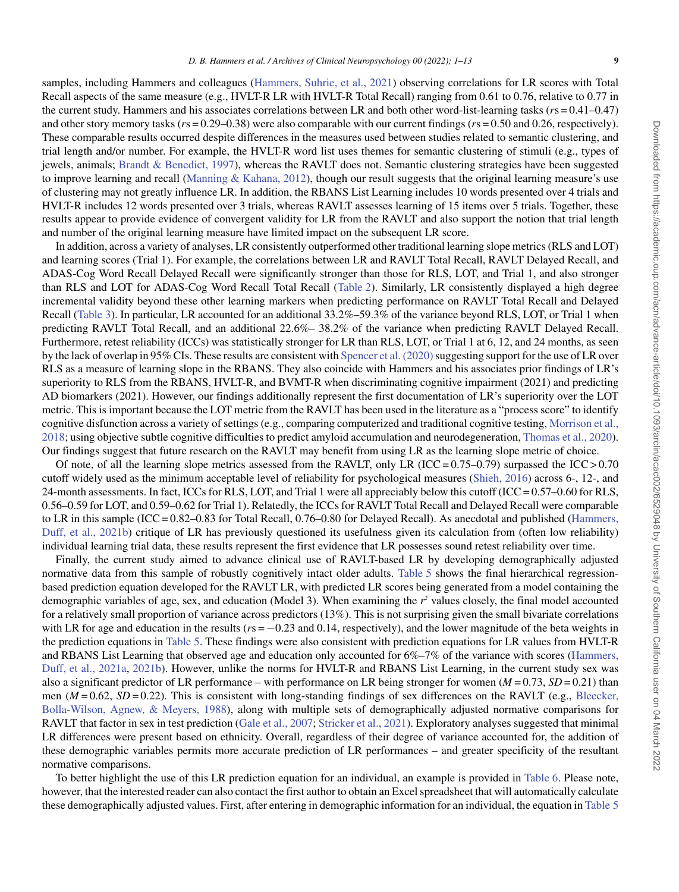samples, including Hammers and colleagues (Hammers, Suhrie, et al., 2021) observing correlations for LR scores with Total Recall aspects of the same measure (e.g., HVLT-R LR with HVLT-R Total Recall) ranging from 0.61 to 0.76, relative to 0.77 in the current study. Hammers and his associates correlations between LR and both other word-list-learning tasks (*r*s = 0.41–0.47) and other story memory tasks (*r*s = 0.29–0.38) were also comparable with our current findings (*r*s = 0.50 and 0.26, respectively). These comparable results occurred despite differences in the measures used between studies related to semantic clustering, and trial length and/or number. For example, the HVLT-R word list uses themes for semantic clustering of stimuli (e.g., types of jewels, animals; Brandt & Benedict, 1997), whereas the RAVLT does not. Semantic clustering strategies have been suggested to improve learning and recall (Manning & Kahana, 2012), though our result suggests that the original learning measure's use of clustering may not greatly influence LR. In addition, the RBANS List Learning includes 10 words presented over 4 trials and HVLT-R includes 12 words presented over 3 trials, whereas RAVLT assesses learning of 15 items over 5 trials. Together, these results appear to provide evidence of convergent validity for LR from the RAVLT and also support the notion that trial length and number of the original learning measure have limited impact on the subsequent LR score.

In addition, across a variety of analyses, LR consistently outperformed other traditional learning slope metrics (RLS and LOT) and learning scores (Trial 1). For example, the correlations between LR and RAVLT Total Recall, RAVLT Delayed Recall, and ADAS-Cog Word Recall Delayed Recall were significantly stronger than those for RLS, LOT, and Trial 1, and also stronger than RLS and LOT for ADAS-Cog Word Recall Total Recall (Table 2). Similarly, LR consistently displayed a high degree incremental validity beyond these other learning markers when predicting performance on RAVLT Total Recall and Delayed Recall (Table 3). In particular, LR accounted for an additional 33.2%–59.3% of the variance beyond RLS, LOT, or Trial 1 when predicting RAVLT Total Recall, and an additional 22.6%– 38.2% of the variance when predicting RAVLT Delayed Recall. Furthermore, retest reliability (ICCs) was statistically stronger for LR than RLS, LOT, or Trial 1 at 6, 12, and 24 months, as seen by the lack of overlap in 95% CIs. These results are consistent with Spencer et al. (2020) suggesting support for the use of LR over RLS as a measure of learning slope in the RBANS. They also coincide with Hammers and his associates prior findings of LR's superiority to RLS from the RBANS, HVLT-R, and BVMT-R when discriminating cognitive impairment (2021) and predicting AD biomarkers (2021). However, our findings additionally represent the first documentation of LR's superiority over the LOT metric. This is important because the LOT metric from the RAVLT has been used in the literature as a "process score" to identify cognitive disfunction across a variety of settings (e.g., comparing computerized and traditional cognitive testing, Morrison et al., 2018; using objective subtle cognitive difficulties to predict amyloid accumulation and neurodegeneration, Thomas et al., 2020). Our findings suggest that future research on the RAVLT may benefit from using LR as the learning slope metric of choice.

Of note, of all the learning slope metrics assessed from the RAVLT, only LR (ICC = 0.75–0.79) surpassed the ICC > 0.70 cutoff widely used as the minimum acceptable level of reliability for psychological measures (Shieh, 2016) across 6-, 12-, and 24-month assessments. In fact, ICCs for RLS, LOT, and Trial 1 were all appreciably below this cutoff (ICC = 0.57–0.60 for RLS, 0.56–0.59 for LOT, and 0.59–0.62 for Trial 1). Relatedly, the ICCs for RAVLT Total Recall and Delayed Recall were comparable to LR in this sample (ICC = 0.82–0.83 for Total Recall, 0.76–0.80 for Delayed Recall). As anecdotal and published (Hammers, Duff, et al., 2021b) critique of LR has previously questioned its usefulness given its calculation from (often low reliability) individual learning trial data, these results represent the first evidence that LR possesses sound retest reliability over time.

Finally, the current study aimed to advance clinical use of RAVLT-based LR by developing demographically adjusted normative data from this sample of robustly cognitively intact older adults. Table 5 shows the final hierarchical regression-based prediction equation developed for the RAVLT LR, with predicted LR scores being generated from a model containing the demographic variables of age, sex, and education (Model 3). When examining the $r^2$ values closely, the final model accounted for a relatively small proportion of variance across predictors (13%). This is not surprising given the small bivariate correlations with LR for age and education in the results (*r*s = −0.23 and 0.14, respectively), and the lower magnitude of the beta weights in the prediction equations in Table 5. These findings were also consistent with prediction equations for LR values from HVLT-R and RBANS List Learning that observed age and education only accounted for 6%–7% of the variance with scores (Hammers, Duff, et al., 2021a, 2021b). However, unlike the norms for HVLT-R and RBANS List Learning, in the current study sex was also a significant predictor of LR performance – with performance on LR being stronger for women ($M = 0.73$, $SD = 0.21$) than men ($M = 0.62$, $SD = 0.22$). This is consistent with long-standing findings of sex differences on the RAVLT (e.g., Bleecker, Bolla-Wilson, Agnew, & Meyers, 1988), along with multiple sets of demographically adjusted normative comparisons for RAVLT that factor in sex in test prediction (Gale et al., 2007; Stricker et al., 2021). Exploratory analyses suggested that minimal LR differences were present based on ethnicity. Overall, regardless of their degree of variance accounted for, the addition of these demographic variables permits more accurate prediction of LR performances – and greater specificity of the resultant normative comparisons.

To better highlight the use of this LR prediction equation for an individual, an example is provided in Table 6. Please note, however, that the interested reader can also contact the first author to obtain an Excel spreadsheet that will automatically calculate these demographically adjusted values. First, after entering in demographic information for an individual, the equation in Table 5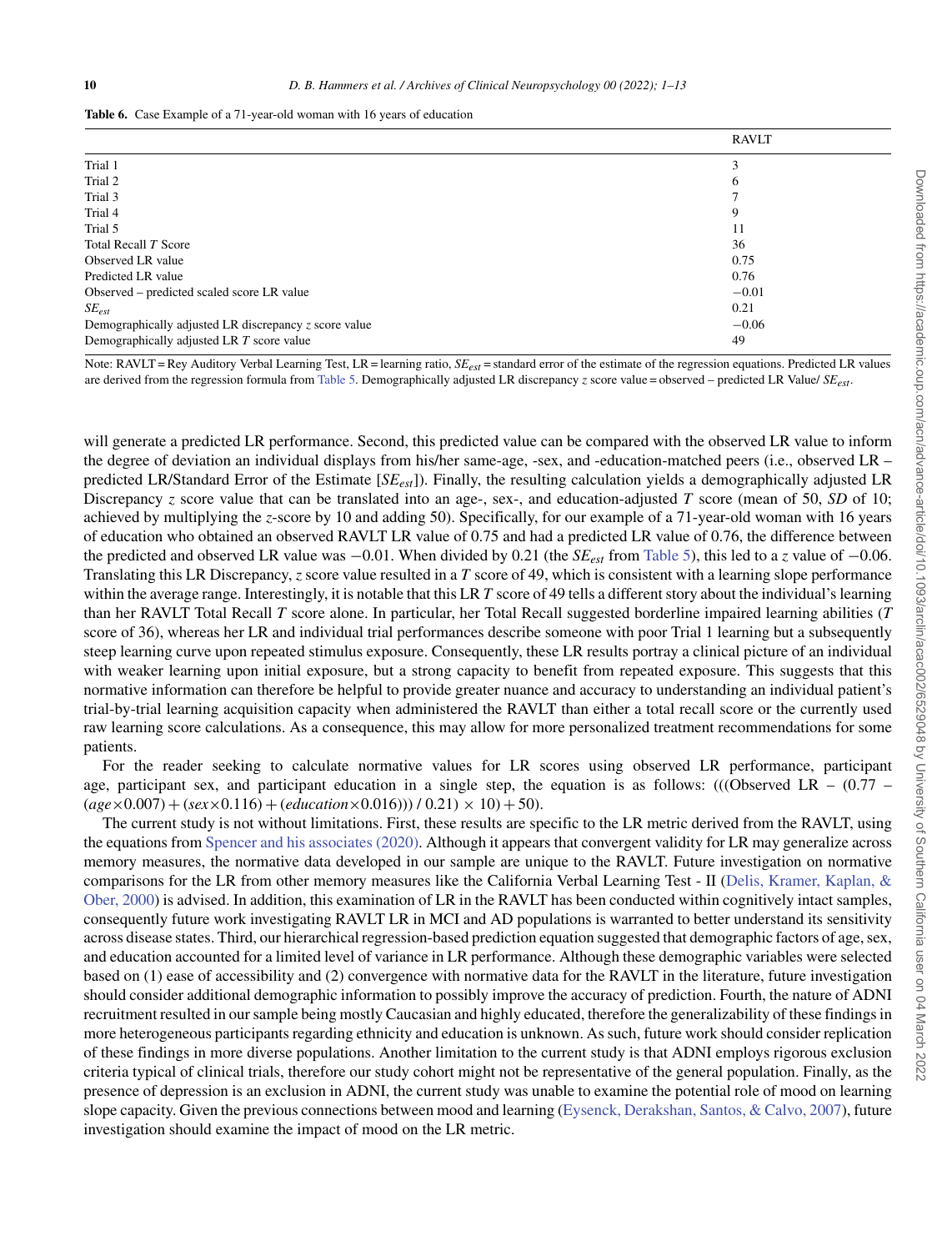**Table 6.** Case Example of a 71-year-old woman with 16 years of education

| | RAVLT |
|---|---|
| Trial 1 | 3 |
| Trial 2 | 6 |
| Trial 3 | 7 |
| Trial 4 | 9 |
| Trial 5 | 11 |
| Total Recall *T* Score | 36 |
| Observed LR value | 0.75 |
| Predicted LR value | 0.76 |
| Observed – predicted scaled score LR value | −0.01 |
| $SE_{est}$ | 0.21 |
| Demographically adjusted LR discrepancy *z* score value | −0.06 |
| Demographically adjusted LR *T* score value | 49 |

Note: RAVLT = Rey Auditory Verbal Learning Test, LR = learning ratio, $SE_{est}$ = standard error of the estimate of the regression equations. Predicted LR values are derived from the regression formula from Table 5. Demographically adjusted LR discrepancy *z* score value = observed – predicted LR Value/ $SE_{est}$.

will generate a predicted LR performance. Second, this predicted value can be compared with the observed LR value to inform the degree of deviation an individual displays from his/her same-age, -sex, and -education-matched peers (i.e., observed LR – predicted LR/Standard Error of the Estimate [$SE_{est}$]). Finally, the resulting calculation yields a demographically adjusted LR Discrepancy *z* score value that can be translated into an age-, sex-, and education-adjusted *T* score (mean of 50, *SD* of 10; achieved by multiplying the *z*-score by 10 and adding 50). Specifically, for our example of a 71-year-old woman with 16 years of education who obtained an observed RAVLT LR value of 0.75 and had a predicted LR value of 0.76, the difference between the predicted and observed LR value was −0.01. When divided by 0.21 (the $SE_{est}$ from Table 5), this led to a *z* value of −0.06. Translating this LR Discrepancy, *z* score value resulted in a *T* score of 49, which is consistent with a learning slope performance within the average range. Interestingly, it is notable that this LR *T* score of 49 tells a different story about the individual's learning than her RAVLT Total Recall *T* score alone. In particular, her Total Recall suggested borderline impaired learning abilities (*T* score of 36), whereas her LR and individual trial performances describe someone with poor Trial 1 learning but a subsequently steep learning curve upon repeated stimulus exposure. Consequently, these LR results portray a clinical picture of an individual with weaker learning upon initial exposure, but a strong capacity to benefit from repeated exposure. This suggests that this normative information can therefore be helpful to provide greater nuance and accuracy to understanding an individual patient's trial-by-trial learning acquisition capacity when administered the RAVLT than either a total recall score or the currently used raw learning score calculations. As a consequence, this may allow for more personalized treatment recommendations for some patients.

For the reader seeking to calculate normative values for LR scores using observed LR performance, participant age, participant sex, and participant education in a single step, the equation is as follows: $(((\text{Observed LR} - (0.77 - (age \times 0.007) + (sex \times 0.116) + (education \times 0.016))) / 0.21) \times 10) + 50)$.

The current study is not without limitations. First, these results are specific to the LR metric derived from the RAVLT, using the equations from Spencer and his associates (2020). Although it appears that convergent validity for LR may generalize across memory measures, the normative data developed in our sample are unique to the RAVLT. Future investigation on normative comparisons for the LR from other memory measures like the California Verbal Learning Test - II (Delis, Kramer, Kaplan, & Ober, 2000) is advised. In addition, this examination of LR in the RAVLT has been conducted within cognitively intact samples, consequently future work investigating RAVLT LR in MCI and AD populations is warranted to better understand its sensitivity across disease states. Third, our hierarchical regression-based prediction equation suggested that demographic factors of age, sex, and education accounted for a limited level of variance in LR performance. Although these demographic variables were selected based on (1) ease of accessibility and (2) convergence with normative data for the RAVLT in the literature, future investigation should consider additional demographic information to possibly improve the accuracy of prediction. Fourth, the nature of ADNI recruitment resulted in our sample being mostly Caucasian and highly educated, therefore the generalizability of these findings in more heterogeneous participants regarding ethnicity and education is unknown. As such, future work should consider replication of these findings in more diverse populations. Another limitation to the current study is that ADNI employs rigorous exclusion criteria typical of clinical trials, therefore our study cohort might not be representative of the general population. Finally, as the presence of depression is an exclusion in ADNI, the current study was unable to examine the potential role of mood on learning slope capacity. Given the previous connections between mood and learning (Eysenck, Derakshan, Santos, & Calvo, 2007), future investigation should examine the impact of mood on the LR metric.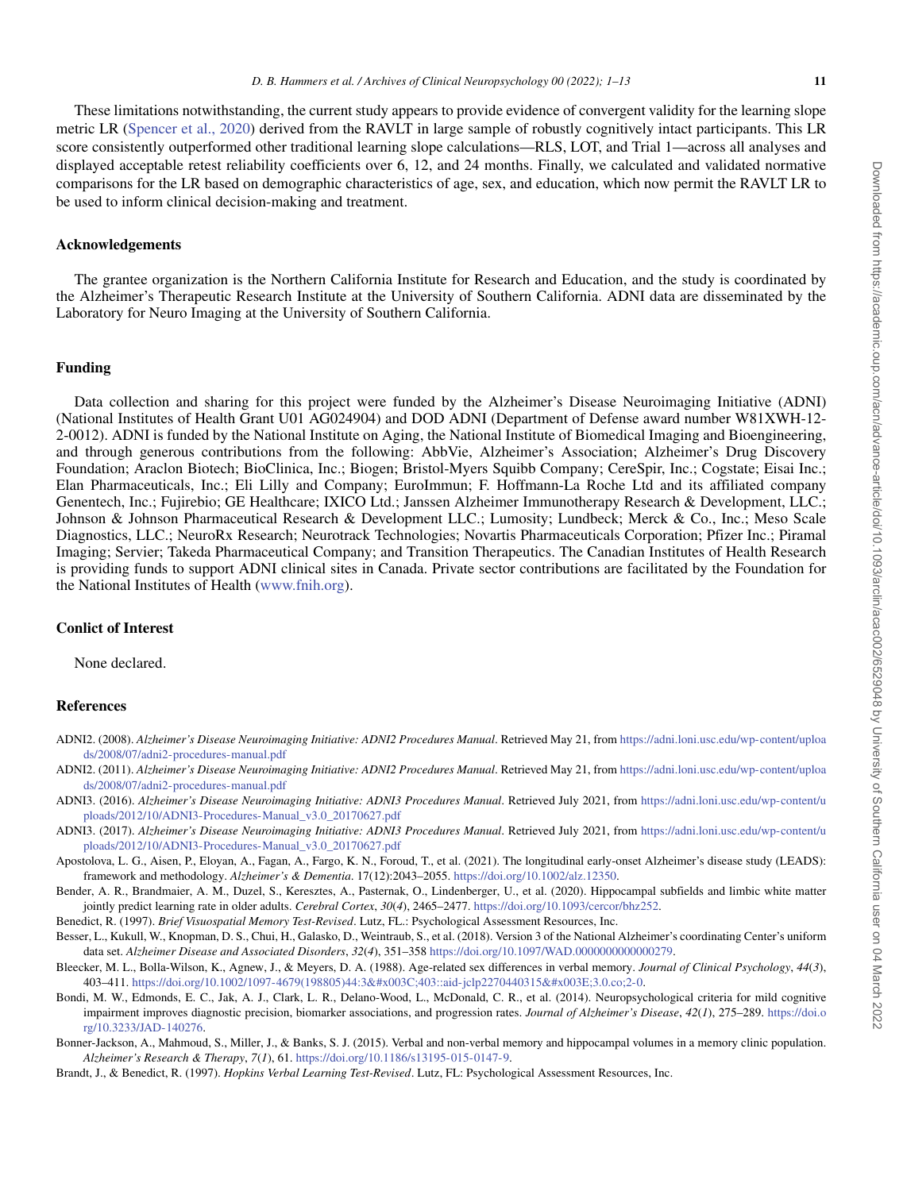These limitations notwithstanding, the current study appears to provide evidence of convergent validity for the learning slope metric LR (Spencer et al., 2020) derived from the RAVLT in large sample of robustly cognitively intact participants. This LR score consistently outperformed other traditional learning slope calculations—RLS, LOT, and Trial 1—across all analyses and displayed acceptable retest reliability coefficients over 6, 12, and 24 months. Finally, we calculated and validated normative comparisons for the LR based on demographic characteristics of age, sex, and education, which now permit the RAVLT LR to be used to inform clinical decision-making and treatment.

## Acknowledgements

The grantee organization is the Northern California Institute for Research and Education, and the study is coordinated by the Alzheimer's Therapeutic Research Institute at the University of Southern California. ADNI data are disseminated by the Laboratory for Neuro Imaging at the University of Southern California.

## Funding

Data collection and sharing for this project were funded by the Alzheimer's Disease Neuroimaging Initiative (ADNI) (National Institutes of Health Grant U01 AG024904) and DOD ADNI (Department of Defense award number W81XWH-12-2-0012). ADNI is funded by the National Institute on Aging, the National Institute of Biomedical Imaging and Bioengineering, and through generous contributions from the following: AbbVie, Alzheimer's Association; Alzheimer's Drug Discovery Foundation; Araclon Biotech; BioClinica, Inc.; Biogen; Bristol-Myers Squibb Company; CereSpir, Inc.; Cogstate; Eisai Inc.; Elan Pharmaceuticals, Inc.; Eli Lilly and Company; EuroImmun; F. Hoffmann-La Roche Ltd and its affiliated company Genentech, Inc.; Fujirebio; GE Healthcare; IXICO Ltd.; Janssen Alzheimer Immunotherapy Research & Development, LLC.; Johnson & Johnson Pharmaceutical Research & Development LLC.; Lumosity; Lundbeck; Merck & Co., Inc.; Meso Scale Diagnostics, LLC.; NeuroRx Research; Neurotrack Technologies; Novartis Pharmaceuticals Corporation; Pfizer Inc.; Piramal Imaging; Servier; Takeda Pharmaceutical Company; and Transition Therapeutics. The Canadian Institutes of Health Research is providing funds to support ADNI clinical sites in Canada. Private sector contributions are facilitated by the Foundation for the National Institutes of Health (www.fnih.org).

## Conlict of Interest

None declared.

## References

ADNI2. (2008). *Alzheimer's Disease Neuroimaging Initiative: ADNI2 Procedures Manual*. Retrieved May 21, from https://adni.loni.usc.edu/wp-content/uploads/2008/07/adni2-procedures-manual.pdf

ADNI2. (2011). *Alzheimer's Disease Neuroimaging Initiative: ADNI2 Procedures Manual*. Retrieved May 21, from https://adni.loni.usc.edu/wp-content/uploads/2008/07/adni2-procedures-manual.pdf

ADNI3. (2016). *Alzheimer's Disease Neuroimaging Initiative: ADNI3 Procedures Manual*. Retrieved July 2021, from https://adni.loni.usc.edu/wp-content/uploads/2012/10/ADNI3-Procedures-Manual_v3.0_20170627.pdf

ADNI3. (2017). *Alzheimer's Disease Neuroimaging Initiative: ADNI3 Procedures Manual*. Retrieved July 2021, from https://adni.loni.usc.edu/wp-content/uploads/2012/10/ADNI3-Procedures-Manual_v3.0_20170627.pdf

Apostolova, L. G., Aisen, P., Eloyan, A., Fagan, A., Fargo, K. N., Foroud, T., et al. (2021). The longitudinal early-onset Alzheimer's disease study (LEADS): framework and methodology. *Alzheimer's & Dementia*. 17(12):2043–2055. https://doi.org/10.1002/alz.12350.

Bender, A. R., Brandmaier, A. M., Duzel, S., Keresztes, A., Pasternak, O., Lindenberger, U., et al. (2020). Hippocampal subfields and limbic white matter jointly predict learning rate in older adults. *Cerebral Cortex*, *30*(*4*), 2465–2477. https://doi.org/10.1093/cercor/bhz252.

Benedict, R. (1997). *Brief Visuospatial Memory Test-Revised*. Lutz, FL.: Psychological Assessment Resources, Inc.

Besser, L., Kukull, W., Knopman, D. S., Chui, H., Galasko, D., Weintraub, S., et al. (2018). Version 3 of the National Alzheimer's coordinating Center's uniform data set. *Alzheimer Disease and Associated Disorders*, *32*(*4*), 351–358 https://doi.org/10.1097/WAD.0000000000000279.

Bleecker, M. L., Bolla-Wilson, K., Agnew, J., & Meyers, D. A. (1988). Age-related sex differences in verbal memory. *Journal of Clinical Psychology*, *44*(*3*), 403–411. https://doi.org/10.1002/1097-4679(198805)44:3&#x003C;403::aid-jclp2270440315&#x003E;3.0.co;2-0.

Bondi, M. W., Edmonds, E. C., Jak, A. J., Clark, L. R., Delano-Wood, L., McDonald, C. R., et al. (2014). Neuropsychological criteria for mild cognitive impairment improves diagnostic precision, biomarker associations, and progression rates. *Journal of Alzheimer's Disease*, *42*(*1*), 275–289. https://doi.org/10.3233/JAD-140276.

Bonner-Jackson, A., Mahmoud, S., Miller, J., & Banks, S. J. (2015). Verbal and non-verbal memory and hippocampal volumes in a memory clinic population. *Alzheimer's Research & Therapy*, *7*(*1*), 61. https://doi.org/10.1186/s13195-015-0147-9.

Brandt, J., & Benedict, R. (1997). *Hopkins Verbal Learning Test-Revised*. Lutz, FL: Psychological Assessment Resources, Inc.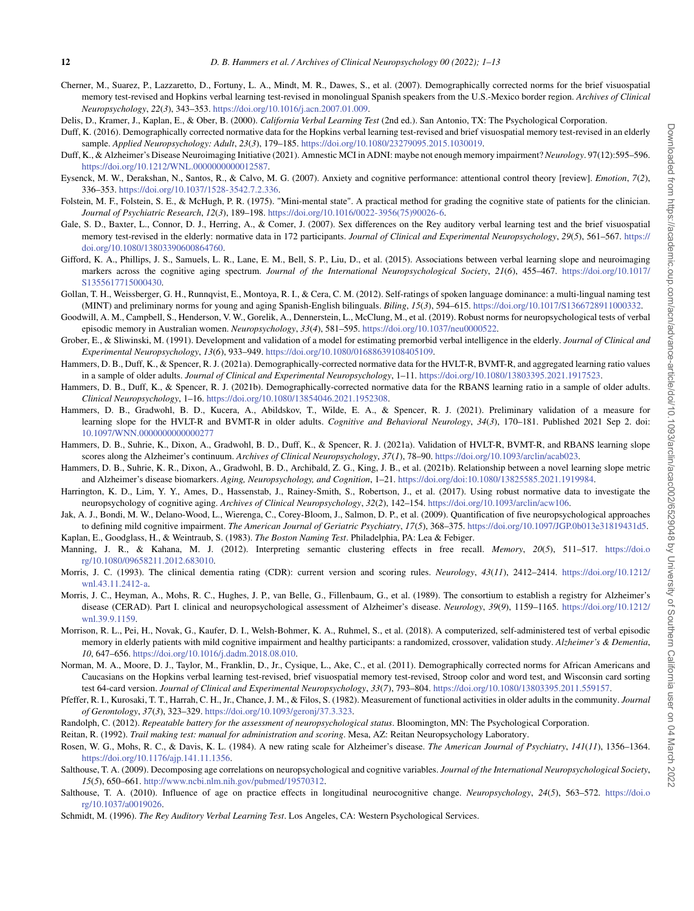Cherner, M., Suarez, P., Lazzaretto, D., Fortuny, L. A., Mindt, M. R., Dawes, S., et al. (2007). Demographically corrected norms for the brief visuospatial memory test-revised and Hopkins verbal learning test-revised in monolingual Spanish speakers from the U.S.-Mexico border region. *Archives of Clinical Neuropsychology*, *22*(*3*), 343–353. https://doi.org/10.1016/j.acn.2007.01.009.

Delis, D., Kramer, J., Kaplan, E., & Ober, B. (2000). *California Verbal Learning Test* (2nd ed.). San Antonio, TX: The Psychological Corporation.

Duff, K. (2016). Demographically corrected normative data for the Hopkins verbal learning test-revised and brief visuospatial memory test-revised in an elderly sample. *Applied Neuropsychology: Adult*, *23*(*3*), 179–185. https://doi.org/10.1080/23279095.2015.1030019.

Duff, K., & Alzheimer's Disease Neuroimaging Initiative (2021). Amnestic MCI in ADNI: maybe not enough memory impairment? *Neurology*. 97(12):595–596. https://doi.org/10.1212/WNL.0000000000012587.

Eysenck, M. W., Derakshan, N., Santos, R., & Calvo, M. G. (2007). Anxiety and cognitive performance: attentional control theory [review]. *Emotion*, *7*(*2*), 336–353. https://doi.org/10.1037/1528-3542.7.2.336.

Folstein, M. F., Folstein, S. E., & McHugh, P. R. (1975). "Mini-mental state". A practical method for grading the cognitive state of patients for the clinician. *Journal of Psychiatric Research*, *12*(*3*), 189–198. https://doi.org/10.1016/0022-3956(75)90026-6.

Gale, S. D., Baxter, L., Connor, D. J., Herring, A., & Comer, J. (2007). Sex differences on the Rey auditory verbal learning test and the brief visuospatial memory test-revised in the elderly: normative data in 172 participants. *Journal of Clinical and Experimental Neuropsychology*, *29*(*5*), 561–567. https://doi.org/10.1080/13803390600864760.

Gifford, K. A., Phillips, J. S., Samuels, L. R., Lane, E. M., Bell, S. P., Liu, D., et al. (2015). Associations between verbal learning slope and neuroimaging markers across the cognitive aging spectrum. *Journal of the International Neuropsychological Society*, *21*(*6*), 455–467. https://doi.org/10.1017/S1355617715000430.

Gollan, T. H., Weissberger, G. H., Runnqvist, E., Montoya, R. I., & Cera, C. M. (2012). Self-ratings of spoken language dominance: a multi-lingual naming test (MINT) and preliminary norms for young and aging Spanish-English bilinguals. *Biling*, *15*(*3*), 594–615. https://doi.org/10.1017/S1366728911000332.

Goodwill, A. M., Campbell, S., Henderson, V. W., Gorelik, A., Dennerstein, L., McClung, M., et al. (2019). Robust norms for neuropsychological tests of verbal episodic memory in Australian women. *Neuropsychology*, *33*(*4*), 581–595. https://doi.org/10.1037/neu0000522.

Grober, E., & Sliwinski, M. (1991). Development and validation of a model for estimating premorbid verbal intelligence in the elderly. *Journal of Clinical and Experimental Neuropsychology*, *13*(*6*), 933–949. https://doi.org/10.1080/01688639108405109.

Hammers, D. B., Duff, K., & Spencer, R. J. (2021a). Demographically-corrected normative data for the HVLT-R, BVMT-R, and aggregated learning ratio values in a sample of older adults. *Journal of Clinical and Experimental Neuropsychology*, 1–11. https://doi.org/10.1080/13803395.2021.1917523.

Hammers, D. B., Duff, K., & Spencer, R. J. (2021b). Demographically-corrected normative data for the RBANS learning ratio in a sample of older adults. *Clinical Neuropsychology*, 1–16. https://doi.org/10.1080/13854046.2021.1952308.

Hammers, D. B., Gradwohl, B. D., Kucera, A., Abildskov, T., Wilde, E. A., & Spencer, R. J. (2021). Preliminary validation of a measure for learning slope for the HVLT-R and BVMT-R in older adults. *Cognitive and Behavioral Neurology*, *34*(*3*), 170–181. Published 2021 Sep 2. doi: 10.1097/WNN.0000000000000277

Hammers, D. B., Suhrie, K., Dixon, A., Gradwohl, B. D., Duff, K., & Spencer, R. J. (2021a). Validation of HVLT-R, BVMT-R, and RBANS learning slope scores along the Alzheimer's continuum. *Archives of Clinical Neuropsychology*, *37*(*1*), 78–90. https://doi.org/10.1093/arclin/acab023.

Hammers, D. B., Suhrie, K. R., Dixon, A., Gradwohl, B. D., Archibald, Z. G., King, J. B., et al. (2021b). Relationship between a novel learning slope metric and Alzheimer's disease biomarkers. *Aging, Neuropsychology, and Cognition*, 1–21. https://doi.org/doi:10.1080/13825585.2021.1919984.

Harrington, K. D., Lim, Y. Y., Ames, D., Hassenstab, J., Rainey-Smith, S., Robertson, J., et al. (2017). Using robust normative data to investigate the neuropsychology of cognitive aging. *Archives of Clinical Neuropsychology*, *32*(*2*), 142–154. https://doi.org/10.1093/arclin/acw106.

Jak, A. J., Bondi, M. W., Delano-Wood, L., Wierenga, C., Corey-Bloom, J., Salmon, D. P., et al. (2009). Quantification of five neuropsychological approaches to defining mild cognitive impairment. *The American Journal of Geriatric Psychiatry*, *17*(*5*), 368–375. https://doi.org/10.1097/JGP.0b013e31819431d5.

Kaplan, E., Goodglass, H., & Weintraub, S. (1983). *The Boston Naming Test*. Philadelphia, PA: Lea & Febiger.

Manning, J. R., & Kahana, M. J. (2012). Interpreting semantic clustering effects in free recall. *Memory*, *20*(*5*), 511–517. https://doi.org/10.1080/09658211.2012.683010.

Morris, J. C. (1993). The clinical dementia rating (CDR): current version and scoring rules. *Neurology*, *43*(*11*), 2412–2414. https://doi.org/10.1212/wnl.43.11.2412-a.

Morris, J. C., Heyman, A., Mohs, R. C., Hughes, J. P., van Belle, G., Fillenbaum, G., et al. (1989). The consortium to establish a registry for Alzheimer's disease (CERAD). Part I. clinical and neuropsychological assessment of Alzheimer's disease. *Neurology*, *39*(*9*), 1159–1165. https://doi.org/10.1212/wnl.39.9.1159.

Morrison, R. L., Pei, H., Novak, G., Kaufer, D. I., Welsh-Bohmer, K. A., Ruhmel, S., et al. (2018). A computerized, self-administered test of verbal episodic memory in elderly patients with mild cognitive impairment and healthy participants: a randomized, crossover, validation study. *Alzheimer's & Dementia*, *10*, 647–656. https://doi.org/10.1016/j.dadm.2018.08.010.

Norman, M. A., Moore, D. J., Taylor, M., Franklin, D., Jr., Cysique, L., Ake, C., et al. (2011). Demographically corrected norms for African Americans and Caucasians on the Hopkins verbal learning test-revised, brief visuospatial memory test-revised, Stroop color and word test, and Wisconsin card sorting test 64-card version. *Journal of Clinical and Experimental Neuropsychology*, *33*(*7*), 793–804. https://doi.org/10.1080/13803395.2011.559157.

Pfeffer, R. I., Kurosaki, T. T., Harrah, C. H., Jr., Chance, J. M., & Filos, S. (1982). Measurement of functional activities in older adults in the community. *Journal of Gerontology*, *37*(*3*), 323–329. https://doi.org/10.1093/geronj/37.3.323.

Randolph, C. (2012). *Repeatable battery for the assessment of neuropsychological status*. Bloomington, MN: The Psychological Corporation.

Reitan, R. (1992). *Trail making test: manual for administration and scoring*. Mesa, AZ: Reitan Neuropsychology Laboratory.

Rosen, W. G., Mohs, R. C., & Davis, K. L. (1984). A new rating scale for Alzheimer's disease. *The American Journal of Psychiatry*, *141*(*11*), 1356–1364. https://doi.org/10.1176/ajp.141.11.1356.

Salthouse, T. A. (2009). Decomposing age correlations on neuropsychological and cognitive variables. *Journal of the International Neuropsychological Society*, *15*(*5*), 650–661. http://www.ncbi.nlm.nih.gov/pubmed/19570312.

Salthouse, T. A. (2010). Influence of age on practice effects in longitudinal neurocognitive change. *Neuropsychology*, *24*(*5*), 563–572. https://doi.org/10.1037/a0019026.

Schmidt, M. (1996). *The Rey Auditory Verbal Learning Test*. Los Angeles, CA: Western Psychological Services.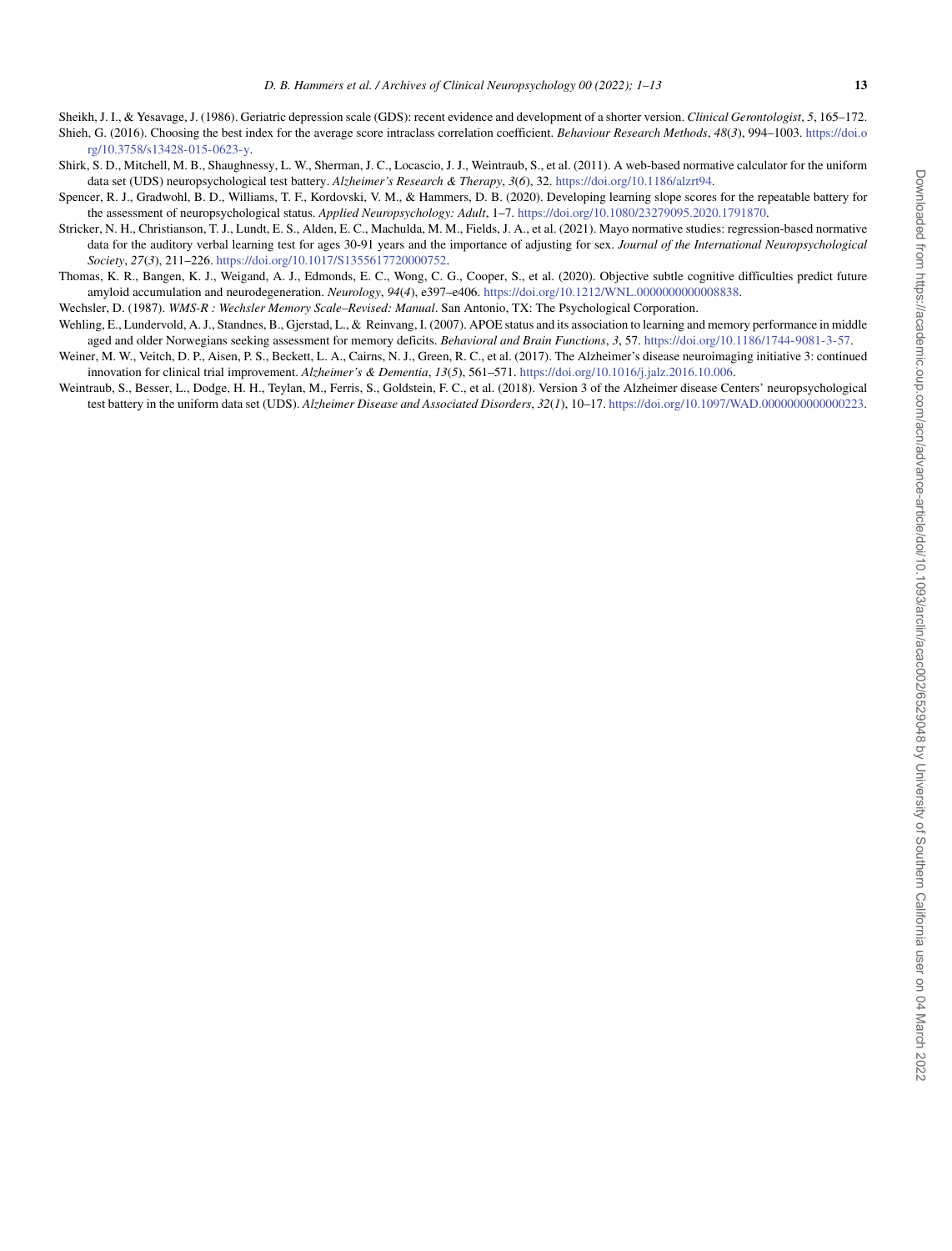Sheikh, J. I., & Yesavage, J. (1986). Geriatric depression scale (GDS): recent evidence and development of a shorter version. *Clinical Gerontologist*, *5*, 165–172.

Shieh, G. (2016). Choosing the best index for the average score intraclass correlation coefficient. *Behaviour Research Methods*, *48*(*3*), 994–1003. https://doi.org/10.3758/s13428-015-0623-y.

Shirk, S. D., Mitchell, M. B., Shaughnessy, L. W., Sherman, J. C., Locascio, J. J., Weintraub, S., et al. (2011). A web-based normative calculator for the uniform data set (UDS) neuropsychological test battery. *Alzheimer's Research & Therapy*, *3*(*6*), 32. https://doi.org/10.1186/alzrt94.

Spencer, R. J., Gradwohl, B. D., Williams, T. F., Kordovski, V. M., & Hammers, D. B. (2020). Developing learning slope scores for the repeatable battery for the assessment of neuropsychological status. *Applied Neuropsychology: Adult*, 1–7. https://doi.org/10.1080/23279095.2020.1791870.

Stricker, N. H., Christianson, T. J., Lundt, E. S., Alden, E. C., Machulda, M. M., Fields, J. A., et al. (2021). Mayo normative studies: regression-based normative data for the auditory verbal learning test for ages 30-91 years and the importance of adjusting for sex. *Journal of the International Neuropsychological Society*, *27*(*3*), 211–226. https://doi.org/10.1017/S1355617720000752.

Thomas, K. R., Bangen, K. J., Weigand, A. J., Edmonds, E. C., Wong, C. G., Cooper, S., et al. (2020). Objective subtle cognitive difficulties predict future amyloid accumulation and neurodegeneration. *Neurology*, *94*(*4*), e397–e406. https://doi.org/10.1212/WNL.0000000000008838.

Wechsler, D. (1987). *WMS-R : Wechsler Memory Scale–Revised: Manual*. San Antonio, TX: The Psychological Corporation.

Wehling, E., Lundervold, A. J., Standnes, B., Gjerstad, L., & Reinvang, I. (2007). APOE status and its association to learning and memory performance in middle aged and older Norwegians seeking assessment for memory deficits. *Behavioral and Brain Functions*, *3*, 57. https://doi.org/10.1186/1744-9081-3-57.

Weiner, M. W., Veitch, D. P., Aisen, P. S., Beckett, L. A., Cairns, N. J., Green, R. C., et al. (2017). The Alzheimer's disease neuroimaging initiative 3: continued innovation for clinical trial improvement. *Alzheimer's & Dementia*, *13*(*5*), 561–571. https://doi.org/10.1016/j.jalz.2016.10.006.

Weintraub, S., Besser, L., Dodge, H. H., Teylan, M., Ferris, S., Goldstein, F. C., et al. (2018). Version 3 of the Alzheimer disease Centers' neuropsychological test battery in the uniform data set (UDS). *Alzheimer Disease and Associated Disorders*, *32*(*1*), 10–17. https://doi.org/10.1097/WAD.0000000000000223.